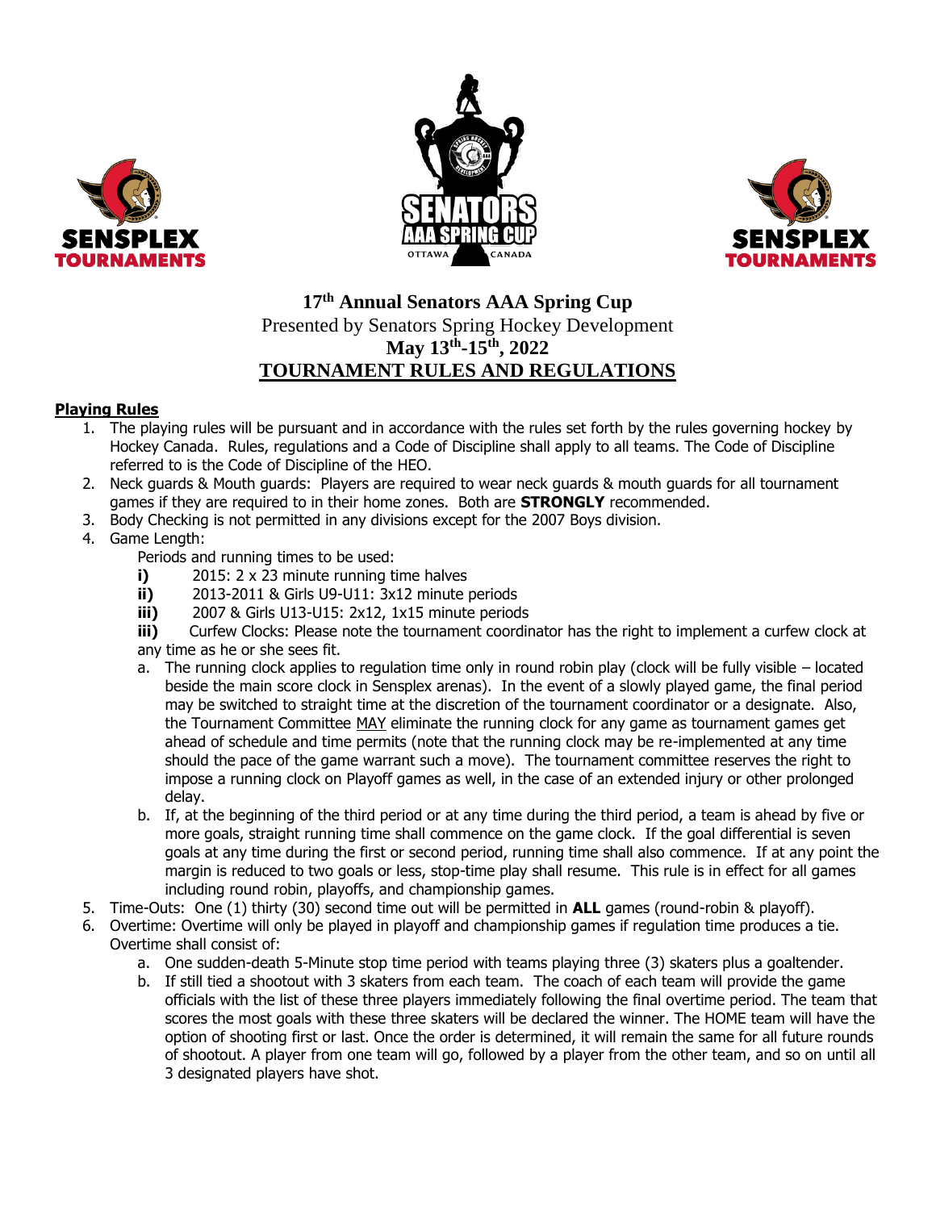# 17th Annual Senators AAA Spring Cup

Presented by Senators Spring Hockey Development

**May 13th-15th, 2022**

## TOURNAMENT RULES AND REGULATIONS

### Playing Rules

1. The playing rules will be pursuant and in accordance with the rules set forth by the rules governing hockey by Hockey Canada. Rules, regulations and a Code of Discipline shall apply to all teams. The Code of Discipline referred to is the Code of Discipline of the HEO.
2. Neck guards & Mouth guards: Players are required to wear neck guards & mouth guards for all tournament games if they are required to in their home zones. Both are **STRONGLY** recommended.
3. Body Checking is not permitted in any divisions except for the 2007 Boys division.
4. Game Length:

   Periods and running times to be used:

   **i)** 2015: 2 x 23 minute running time halves
   **ii)** 2013-2011 & Girls U9-U11: 3x12 minute periods
   **iii)** 2007 & Girls U13-U15: 2x12, 1x15 minute periods
   **iii)** Curfew Clocks: Please note the tournament coordinator has the right to implement a curfew clock at any time as he or she sees fit.

   a. The running clock applies to regulation time only in round robin play (clock will be fully visible – located beside the main score clock in Sensplex arenas). In the event of a slowly played game, the final period may be switched to straight time at the discretion of the tournament coordinator or a designate. Also, the Tournament Committee MAY eliminate the running clock for any game as tournament games get ahead of schedule and time permits (note that the running clock may be re-implemented at any time should the pace of the game warrant such a move). The tournament committee reserves the right to impose a running clock on Playoff games as well, in the case of an extended injury or other prolonged delay.
   b. If, at the beginning of the third period or at any time during the third period, a team is ahead by five or more goals, straight running time shall commence on the game clock. If the goal differential is seven goals at any time during the first or second period, running time shall also commence. If at any point the margin is reduced to two goals or less, stop-time play shall resume. This rule is in effect for all games including round robin, playoffs, and championship games.
5. Time-Outs: One (1) thirty (30) second time out will be permitted in **ALL** games (round-robin & playoff).
6. Overtime: Overtime will only be played in playoff and championship games if regulation time produces a tie. Overtime shall consist of:
   a. One sudden-death 5-Minute stop time period with teams playing three (3) skaters plus a goaltender.
   b. If still tied a shootout with 3 skaters from each team. The coach of each team will provide the game officials with the list of these three players immediately following the final overtime period. The team that scores the most goals with these three skaters will be declared the winner. The HOME team will have the option of shooting first or last. Once the order is determined, it will remain the same for all future rounds of shootout. A player from one team will go, followed by a player from the other team, and so on until all 3 designated players have shot.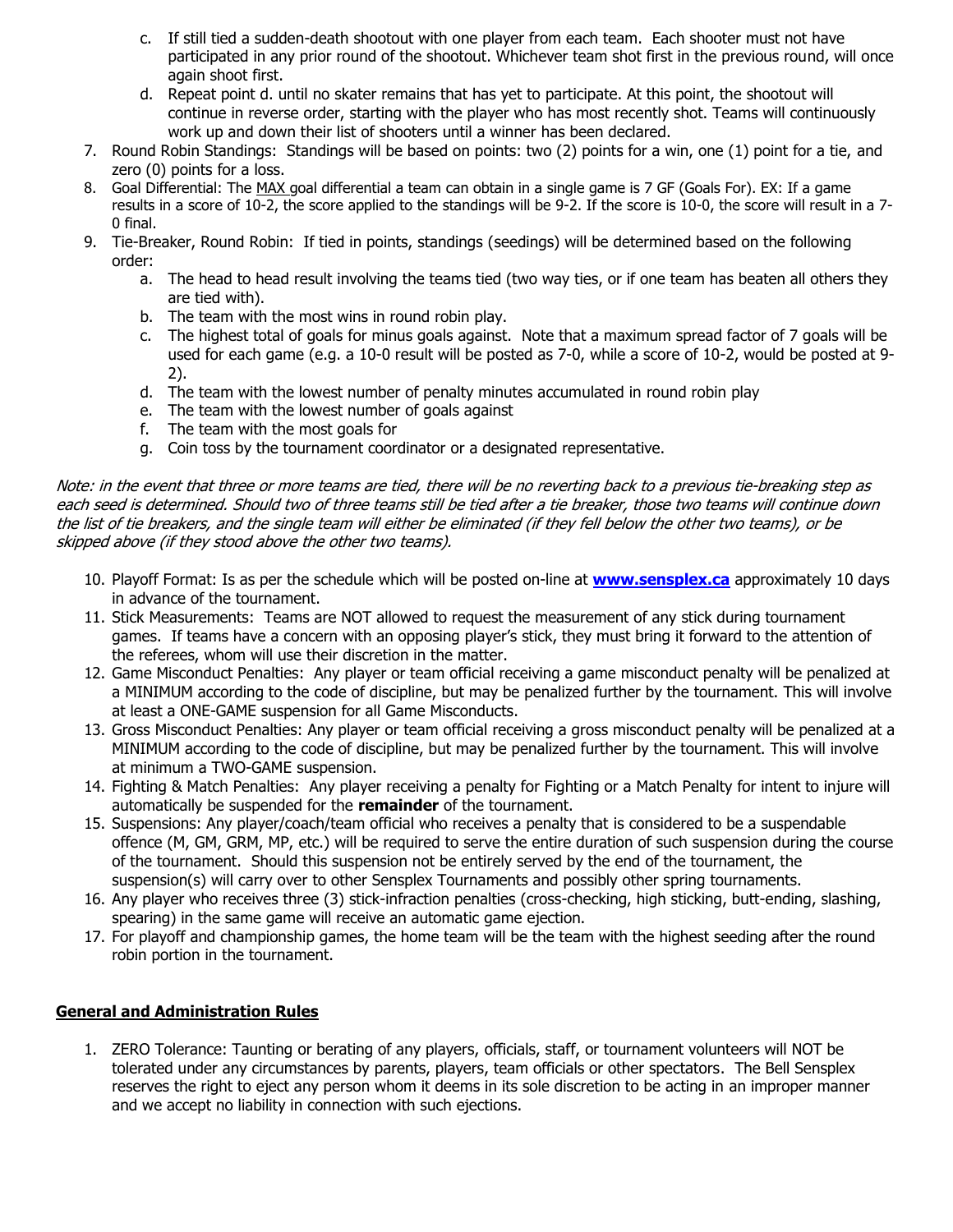c. If still tied a sudden-death shootout with one player from each team. Each shooter must not have participated in any prior round of the shootout. Whichever team shot first in the previous round, will once again shoot first.

d. Repeat point d. until no skater remains that has yet to participate. At this point, the shootout will continue in reverse order, starting with the player who has most recently shot. Teams will continuously work up and down their list of shooters until a winner has been declared.

7. Round Robin Standings: Standings will be based on points: two (2) points for a win, one (1) point for a tie, and zero (0) points for a loss.
8. Goal Differential: The MAX goal differential a team can obtain in a single game is 7 GF (Goals For). EX: If a game results in a score of 10-2, the score applied to the standings will be 9-2. If the score is 10-0, the score will result in a 7-0 final.
9. Tie-Breaker, Round Robin: If tied in points, standings (seedings) will be determined based on the following order:
   a. The head to head result involving the teams tied (two way ties, or if one team has beaten all others they are tied with).
   b. The team with the most wins in round robin play.
   c. The highest total of goals for minus goals against. Note that a maximum spread factor of 7 goals will be used for each game (e.g. a 10-0 result will be posted as 7-0, while a score of 10-2, would be posted at 9-2).
   d. The team with the lowest number of penalty minutes accumulated in round robin play
   e. The team with the lowest number of goals against
   f. The team with the most goals for
   g. Coin toss by the tournament coordinator or a designated representative.

*Note: in the event that three or more teams are tied, there will be no reverting back to a previous tie-breaking step as each seed is determined. Should two of three teams still be tied after a tie breaker, those two teams will continue down the list of tie breakers, and the single team will either be eliminated (if they fell below the other two teams), or be skipped above (if they stood above the other two teams).*

10. Playoff Format: Is as per the schedule which will be posted on-line at **www.sensplex.ca** approximately 10 days in advance of the tournament.
11. Stick Measurements: Teams are NOT allowed to request the measurement of any stick during tournament games. If teams have a concern with an opposing player's stick, they must bring it forward to the attention of the referees, whom will use their discretion in the matter.
12. Game Misconduct Penalties: Any player or team official receiving a game misconduct penalty will be penalized at a MINIMUM according to the code of discipline, but may be penalized further by the tournament. This will involve at least a ONE-GAME suspension for all Game Misconducts.
13. Gross Misconduct Penalties: Any player or team official receiving a gross misconduct penalty will be penalized at a MINIMUM according to the code of discipline, but may be penalized further by the tournament. This will involve at minimum a TWO-GAME suspension.
14. Fighting & Match Penalties: Any player receiving a penalty for Fighting or a Match Penalty for intent to injure will automatically be suspended for the **remainder** of the tournament.
15. Suspensions: Any player/coach/team official who receives a penalty that is considered to be a suspendable offence (M, GM, GRM, MP, etc.) will be required to serve the entire duration of such suspension during the course of the tournament. Should this suspension not be entirely served by the end of the tournament, the suspension(s) will carry over to other Sensplex Tournaments and possibly other spring tournaments.
16. Any player who receives three (3) stick-infraction penalties (cross-checking, high sticking, butt-ending, slashing, spearing) in the same game will receive an automatic game ejection.
17. For playoff and championship games, the home team will be the team with the highest seeding after the round robin portion in the tournament.

## **General and Administration Rules**

1. ZERO Tolerance: Taunting or berating of any players, officials, staff, or tournament volunteers will NOT be tolerated under any circumstances by parents, players, team officials or other spectators. The Bell Sensplex reserves the right to eject any person whom it deems in its sole discretion to be acting in an improper manner and we accept no liability in connection with such ejections.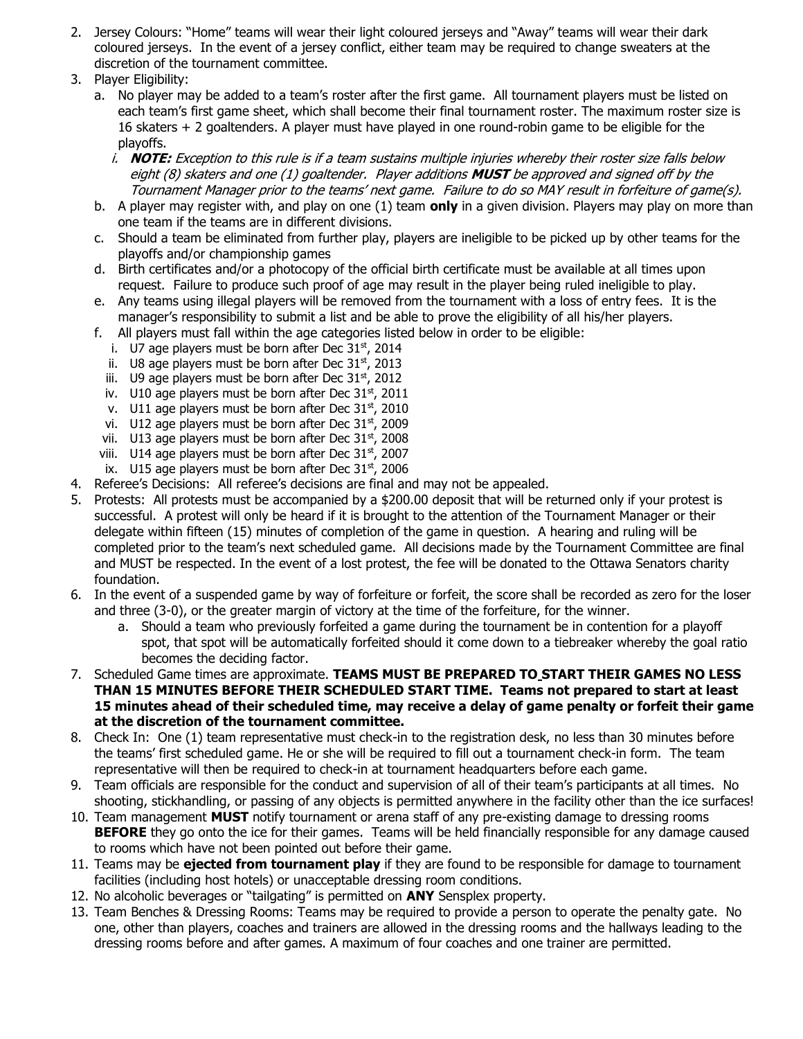2. Jersey Colours: "Home" teams will wear their light coloured jerseys and "Away" teams will wear their dark coloured jerseys. In the event of a jersey conflict, either team may be required to change sweaters at the discretion of the tournament committee.
3. Player Eligibility:
   a. No player may be added to a team's roster after the first game. All tournament players must be listed on each team's first game sheet, which shall become their final tournament roster. The maximum roster size is 16 skaters + 2 goaltenders. A player must have played in one round-robin game to be eligible for the playoffs.
      i. ***NOTE:*** *Exception to this rule is if a team sustains multiple injuries whereby their roster size falls below eight (8) skaters and one (1) goaltender. Player additions **MUST** be approved and signed off by the Tournament Manager prior to the teams' next game. Failure to do so MAY result in forfeiture of game(s).*
   b. A player may register with, and play on one (1) team **only** in a given division. Players may play on more than one team if the teams are in different divisions.
   c. Should a team be eliminated from further play, players are ineligible to be picked up by other teams for the playoffs and/or championship games
   d. Birth certificates and/or a photocopy of the official birth certificate must be available at all times upon request. Failure to produce such proof of age may result in the player being ruled ineligible to play.
   e. Any teams using illegal players will be removed from the tournament with a loss of entry fees. It is the manager's responsibility to submit a list and be able to prove the eligibility of all his/her players.
   f. All players must fall within the age categories listed below in order to be eligible:
      i. U7 age players must be born after Dec 31st, 2014
      ii. U8 age players must be born after Dec 31st, 2013
      iii. U9 age players must be born after Dec 31st, 2012
      iv. U10 age players must be born after Dec 31st, 2011
      v. U11 age players must be born after Dec 31st, 2010
      vi. U12 age players must be born after Dec 31st, 2009
      vii. U13 age players must be born after Dec 31st, 2008
      viii. U14 age players must be born after Dec 31st, 2007
      ix. U15 age players must be born after Dec 31st, 2006
4. Referee's Decisions: All referee's decisions are final and may not be appealed.
5. Protests: All protests must be accompanied by a $200.00 deposit that will be returned only if your protest is successful. A protest will only be heard if it is brought to the attention of the Tournament Manager or their delegate within fifteen (15) minutes of completion of the game in question. A hearing and ruling will be completed prior to the team's next scheduled game. All decisions made by the Tournament Committee are final and MUST be respected. In the event of a lost protest, the fee will be donated to the Ottawa Senators charity foundation.
6. In the event of a suspended game by way of forfeiture or forfeit, the score shall be recorded as zero for the loser and three (3-0), or the greater margin of victory at the time of the forfeiture, for the winner.
   a. Should a team who previously forfeited a game during the tournament be in contention for a playoff spot, that spot will be automatically forfeited should it come down to a tiebreaker whereby the goal ratio becomes the deciding factor.
7. Scheduled Game times are approximate. **TEAMS MUST BE PREPARED TO START THEIR GAMES NO LESS THAN 15 MINUTES BEFORE THEIR SCHEDULED START TIME. Teams not prepared to start at least 15 minutes ahead of their scheduled time, may receive a delay of game penalty or forfeit their game at the discretion of the tournament committee.**
8. Check In: One (1) team representative must check-in to the registration desk, no less than 30 minutes before the teams' first scheduled game. He or she will be required to fill out a tournament check-in form. The team representative will then be required to check-in at tournament headquarters before each game.
9. Team officials are responsible for the conduct and supervision of all of their team's participants at all times. No shooting, stickhandling, or passing of any objects is permitted anywhere in the facility other than the ice surfaces!
10. Team management **MUST** notify tournament or arena staff of any pre-existing damage to dressing rooms **BEFORE** they go onto the ice for their games. Teams will be held financially responsible for any damage caused to rooms which have not been pointed out before their game.
11. Teams may be **ejected from tournament play** if they are found to be responsible for damage to tournament facilities (including host hotels) or unacceptable dressing room conditions.
12. No alcoholic beverages or "tailgating" is permitted on **ANY** Sensplex property.
13. Team Benches & Dressing Rooms: Teams may be required to provide a person to operate the penalty gate. No one, other than players, coaches and trainers are allowed in the dressing rooms and the hallways leading to the dressing rooms before and after games. A maximum of four coaches and one trainer are permitted.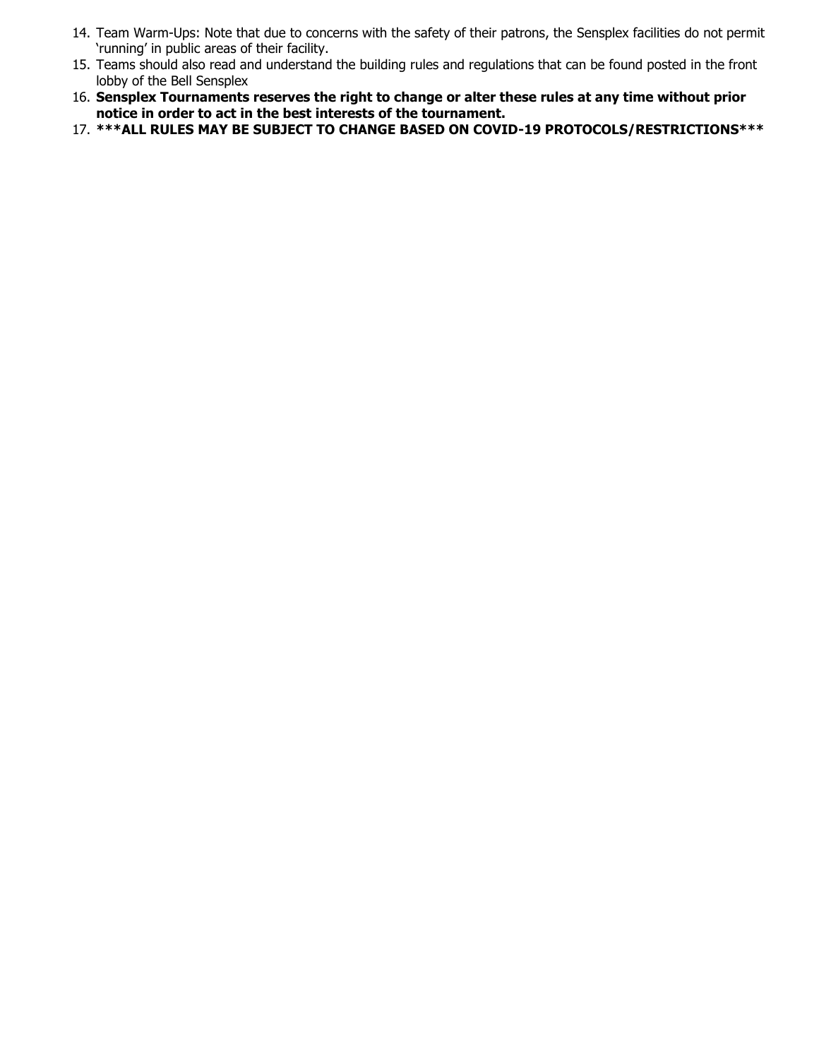14. Team Warm-Ups: Note that due to concerns with the safety of their patrons, the Sensplex facilities do not permit 'running' in public areas of their facility.
15. Teams should also read and understand the building rules and regulations that can be found posted in the front lobby of the Bell Sensplex
16. **Sensplex Tournaments reserves the right to change or alter these rules at any time without prior notice in order to act in the best interests of the tournament.**
17. **\*\*\*ALL RULES MAY BE SUBJECT TO CHANGE BASED ON COVID-19 PROTOCOLS/RESTRICTIONS\*\*\***